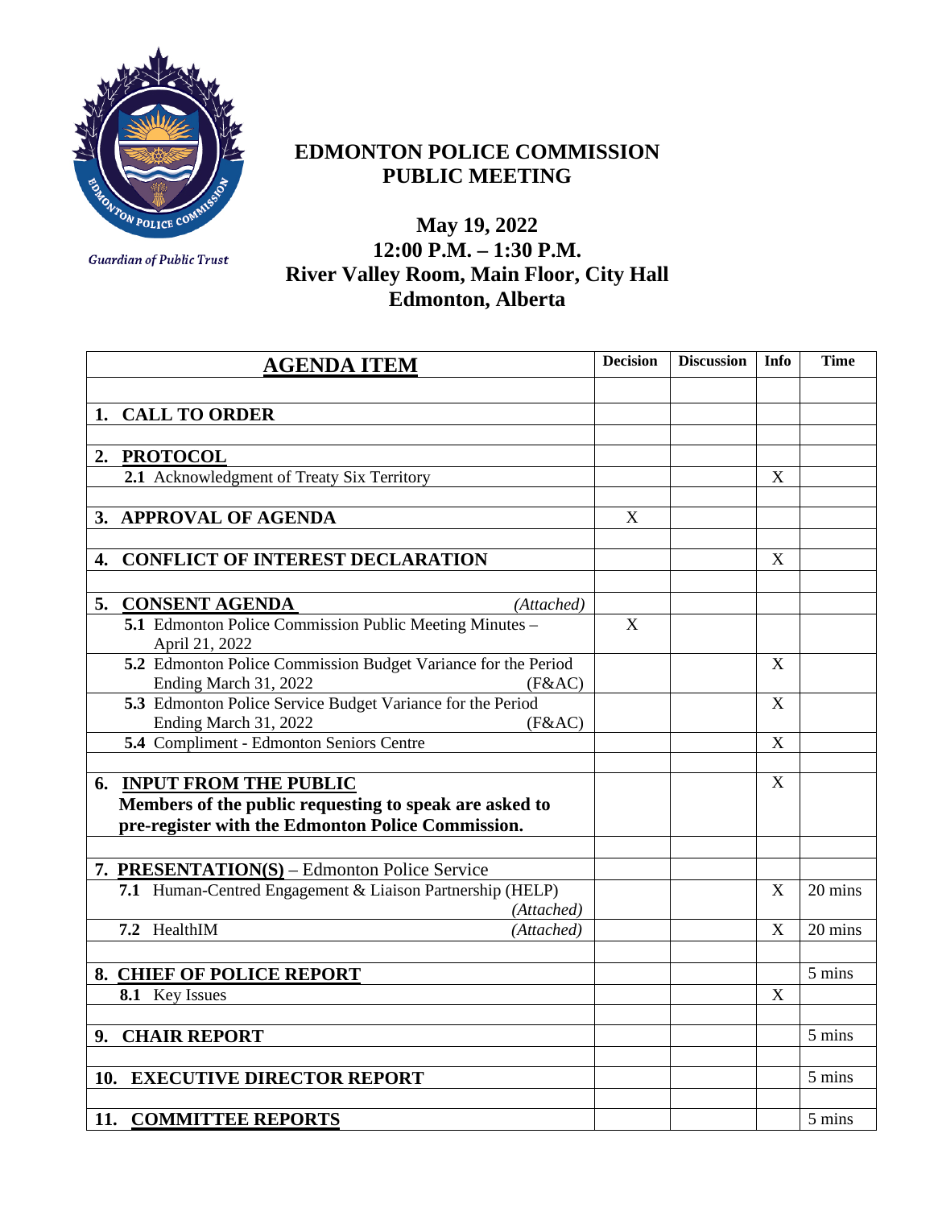Guardian of Public Trust

# EDMONTON POLICE COMMISSION PUBLIC MEETING

## May 19, 2022
## 12:00 P.M. – 1:30 P.M.
## River Valley Room, Main Floor, City Hall
## Edmonton, Alberta

| **AGENDA ITEM** | Decision | Discussion | Info | Time |
|---|---|---|---|---|
| | | | | |
| **1. CALL TO ORDER** | | | | |
| | | | | |
| **2. PROTOCOL** | | | | |
| **2.1** Acknowledgment of Treaty Six Territory | | | X | |
| | | | | |
| **3. APPROVAL OF AGENDA** | X | | | |
| | | | | |
| **4. CONFLICT OF INTEREST DECLARATION** | | | X | |
| | | | | |
| **5. CONSENT AGENDA** *(Attached)* | | | | |
| **5.1** Edmonton Police Commission Public Meeting Minutes – April 21, 2022 | X | | | |
| **5.2** Edmonton Police Commission Budget Variance for the Period Ending March 31, 2022 (F&AC) | | | X | |
| **5.3** Edmonton Police Service Budget Variance for the Period Ending March 31, 2022 (F&AC) | | | X | |
| **5.4** Compliment - Edmonton Seniors Centre | | | X | |
| | | | | |
| **6. INPUT FROM THE PUBLIC** **Members of the public requesting to speak are asked to pre-register with the Edmonton Police Commission.** | | | X | |
| | | | | |
| **7. PRESENTATION(S)** – Edmonton Police Service | | | | |
| **7.1** Human-Centred Engagement & Liaison Partnership (HELP) *(Attached)* | | | X | 20 mins |
| **7.2** HealthIM *(Attached)* | | | X | 20 mins |
| | | | | |
| **8. CHIEF OF POLICE REPORT** | | | | 5 mins |
| **8.1** Key Issues | | | X | |
| | | | | |
| **9. CHAIR REPORT** | | | | 5 mins |
| | | | | |
| **10. EXECUTIVE DIRECTOR REPORT** | | | | 5 mins |
| | | | | |
| **11. COMMITTEE REPORTS** | | | | 5 mins |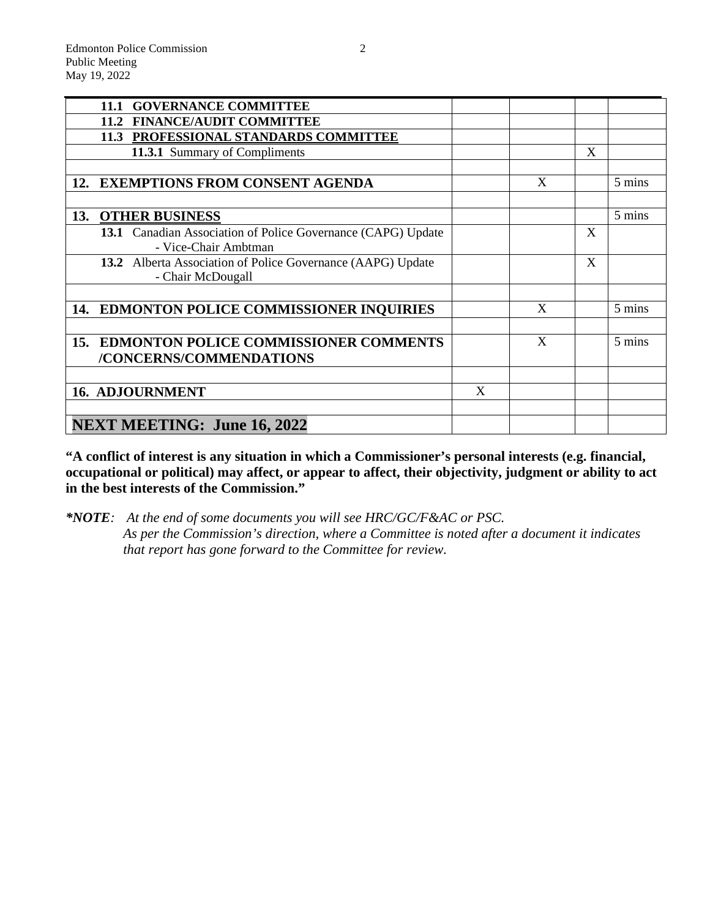| | | | | |
|---|---|---|---|---|
| **11.1 GOVERNANCE COMMITTEE** | | | | |
| **11.2 FINANCE/AUDIT COMMITTEE** | | | | |
| **11.3 PROFESSIONAL STANDARDS COMMITTEE** | | | | |
| **11.3.1** Summary of Compliments | | | X | |
| | | | | |
| **12. EXEMPTIONS FROM CONSENT AGENDA** | | X | | 5 mins |
| | | | | |
| **13. OTHER BUSINESS** | | | | 5 mins |
| **13.1** Canadian Association of Police Governance (CAPG) Update - Vice-Chair Ambtman | | | X | |
| **13.2** Alberta Association of Police Governance (AAPG) Update - Chair McDougall | | | X | |
| | | | | |
| **14. EDMONTON POLICE COMMISSIONER INQUIRIES** | | X | | 5 mins |
| | | | | |
| **15. EDMONTON POLICE COMMISSIONER COMMENTS /CONCERNS/COMMENDATIONS** | | X | | 5 mins |
| | | | | |
| **16. ADJOURNMENT** | X | | | |
| | | | | |
| **NEXT MEETING: June 16, 2022** | | | | |

**"A conflict of interest is any situation in which a Commissioner's personal interests (e.g. financial, occupational or political) may affect, or appear to affect, their objectivity, judgment or ability to act in the best interests of the Commission."**

***NOTE**: At the end of some documents you will see HRC/GC/F&AC or PSC. As per the Commission's direction, where a Committee is noted after a document it indicates that report has gone forward to the Committee for review.*